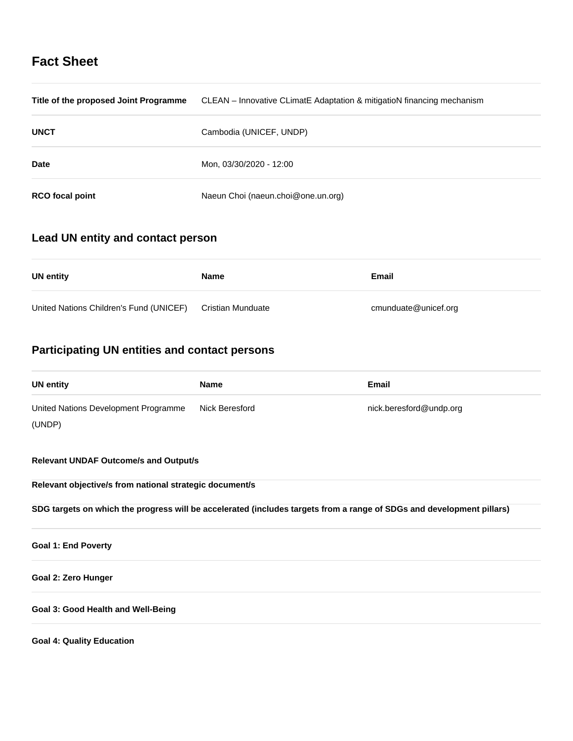# Fact Sheet

| | |
|---|---|
| **Title of the proposed Joint Programme** | CLEAN – Innovative CLimatE Adaptation & mitigatioN financing mechanism |
| **UNCT** | Cambodia (UNICEF, UNDP) |
| **Date** | Mon, 03/30/2020 - 12:00 |
| **RCO focal point** | Naeun Choi (naeun.choi@one.un.org) |

## Lead UN entity and contact person

| UN entity | Name | Email |
|---|---|---|
| United Nations Children's Fund (UNICEF) | Cristian Munduate | cmunduate@unicef.org |

## Participating UN entities and contact persons

| UN entity | Name | Email |
|---|---|---|
| United Nations Development Programme (UNDP) | Nick Beresford | nick.beresford@undp.org |

**Relevant UNDAF Outcome/s and Output/s**

**Relevant objective/s from national strategic document/s**

**SDG targets on which the progress will be accelerated (includes targets from a range of SDGs and development pillars)**

**Goal 1: End Poverty**

**Goal 2: Zero Hunger**

**Goal 3: Good Health and Well-Being**

**Goal 4: Quality Education**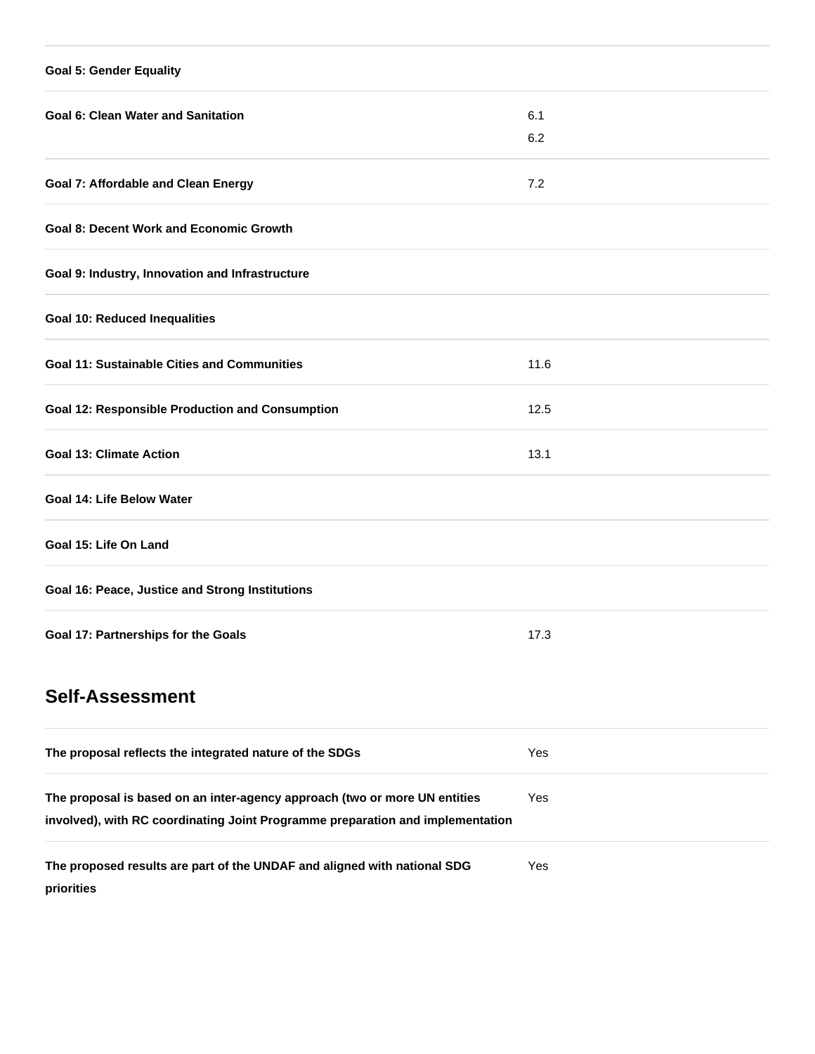| | |
|---|---|
| **Goal 5: Gender Equality** | |
| **Goal 6: Clean Water and Sanitation** | 6.1<br>6.2 |
| **Goal 7: Affordable and Clean Energy** | 7.2 |
| **Goal 8: Decent Work and Economic Growth** | |
| **Goal 9: Industry, Innovation and Infrastructure** | |
| **Goal 10: Reduced Inequalities** | |
| **Goal 11: Sustainable Cities and Communities** | 11.6 |
| **Goal 12: Responsible Production and Consumption** | 12.5 |
| **Goal 13: Climate Action** | 13.1 |
| **Goal 14: Life Below Water** | |
| **Goal 15: Life On Land** | |
| **Goal 16: Peace, Justice and Strong Institutions** | |
| **Goal 17: Partnerships for the Goals** | 17.3 |

## Self-Assessment

| | |
|---|---|
| **The proposal reflects the integrated nature of the SDGs** | Yes |
| **The proposal is based on an inter-agency approach (two or more UN entities involved), with RC coordinating Joint Programme preparation and implementation** | Yes |
| **The proposed results are part of the UNDAF and aligned with national SDG priorities** | Yes |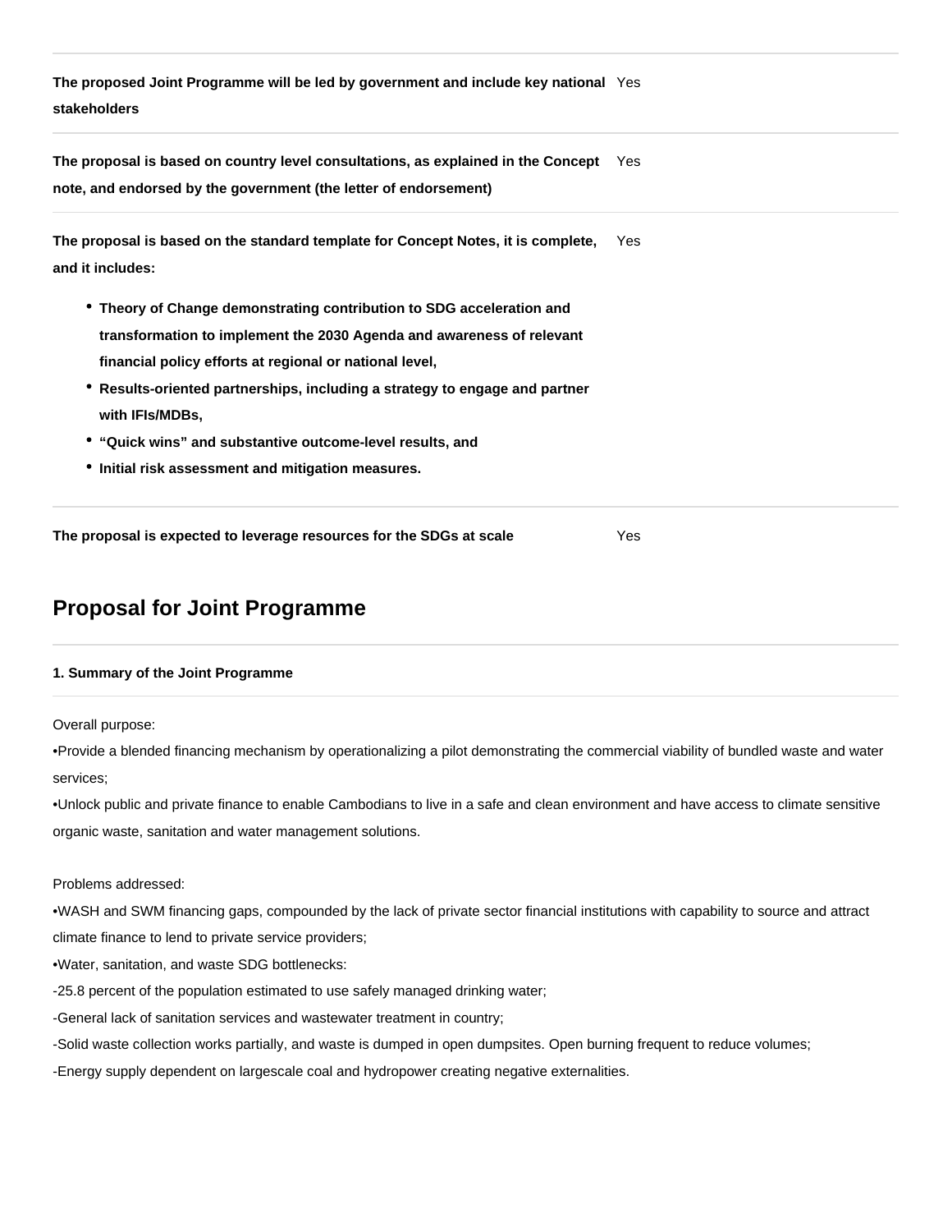| | |
|---|---|
| **The proposed Joint Programme will be led by government and include key national stakeholders** | Yes |
| **The proposal is based on country level consultations, as explained in the Concept note, and endorsed by the government (the letter of endorsement)** | Yes |
| **The proposal is based on the standard template for Concept Notes, it is complete, and it includes:** <br>• **Theory of Change demonstrating contribution to SDG acceleration and transformation to implement the 2030 Agenda and awareness of relevant financial policy efforts at regional or national level,** <br>• **Results-oriented partnerships, including a strategy to engage and partner with IFIs/MDBs,** <br>• **"Quick wins" and substantive outcome-level results, and** <br>• **Initial risk assessment and mitigation measures.** | Yes |
| **The proposal is expected to leverage resources for the SDGs at scale** | Yes |

## Proposal for Joint Programme

#### 1. Summary of the Joint Programme

Overall purpose:

•Provide a blended financing mechanism by operationalizing a pilot demonstrating the commercial viability of bundled waste and water services;

•Unlock public and private finance to enable Cambodians to live in a safe and clean environment and have access to climate sensitive organic waste, sanitation and water management solutions.

Problems addressed:

•WASH and SWM financing gaps, compounded by the lack of private sector financial institutions with capability to source and attract climate finance to lend to private service providers;

•Water, sanitation, and waste SDG bottlenecks:

-25.8 percent of the population estimated to use safely managed drinking water;

-General lack of sanitation services and wastewater treatment in country;

-Solid waste collection works partially, and waste is dumped in open dumpsites. Open burning frequent to reduce volumes;

-Energy supply dependent on largescale coal and hydropower creating negative externalities.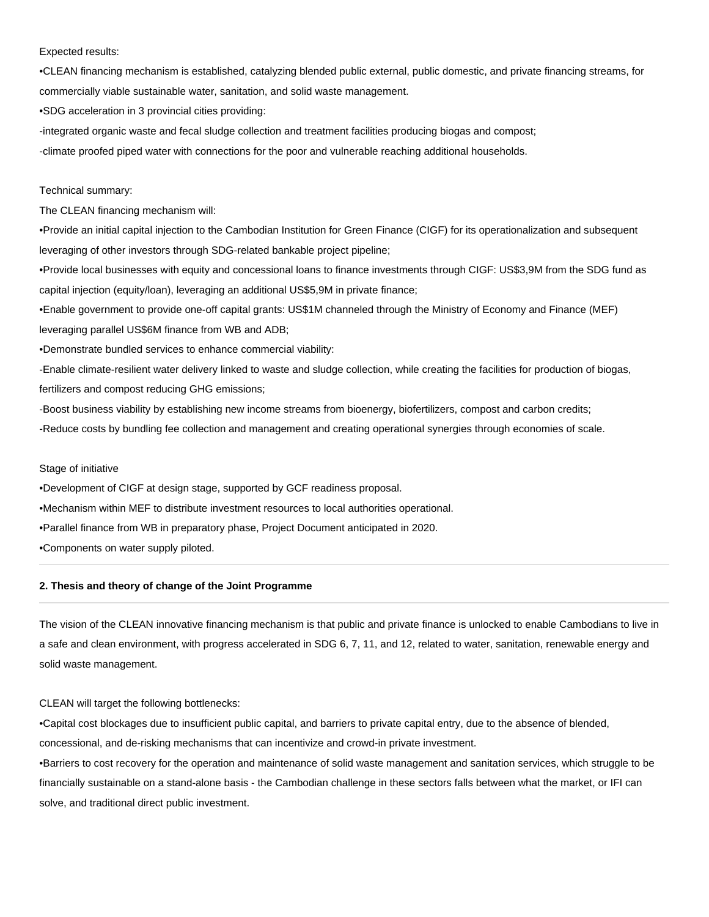Expected results:

•CLEAN financing mechanism is established, catalyzing blended public external, public domestic, and private financing streams, for commercially viable sustainable water, sanitation, and solid waste management.

•SDG acceleration in 3 provincial cities providing:

-integrated organic waste and fecal sludge collection and treatment facilities producing biogas and compost;

-climate proofed piped water with connections for the poor and vulnerable reaching additional households.

Technical summary:

The CLEAN financing mechanism will:

•Provide an initial capital injection to the Cambodian Institution for Green Finance (CIGF) for its operationalization and subsequent leveraging of other investors through SDG-related bankable project pipeline;

•Provide local businesses with equity and concessional loans to finance investments through CIGF: US$3,9M from the SDG fund as capital injection (equity/loan), leveraging an additional US$5,9M in private finance;

•Enable government to provide one-off capital grants: US$1M channeled through the Ministry of Economy and Finance (MEF) leveraging parallel US$6M finance from WB and ADB;

•Demonstrate bundled services to enhance commercial viability:

-Enable climate-resilient water delivery linked to waste and sludge collection, while creating the facilities for production of biogas, fertilizers and compost reducing GHG emissions;

-Boost business viability by establishing new income streams from bioenergy, biofertilizers, compost and carbon credits;

-Reduce costs by bundling fee collection and management and creating operational synergies through economies of scale.

Stage of initiative

•Development of CIGF at design stage, supported by GCF readiness proposal.

•Mechanism within MEF to distribute investment resources to local authorities operational.

•Parallel finance from WB in preparatory phase, Project Document anticipated in 2020.

•Components on water supply piloted.

---

**2. Thesis and theory of change of the Joint Programme**

---

The vision of the CLEAN innovative financing mechanism is that public and private finance is unlocked to enable Cambodians to live in a safe and clean environment, with progress accelerated in SDG 6, 7, 11, and 12, related to water, sanitation, renewable energy and solid waste management.

CLEAN will target the following bottlenecks:

•Capital cost blockages due to insufficient public capital, and barriers to private capital entry, due to the absence of blended, concessional, and de-risking mechanisms that can incentivize and crowd-in private investment.

•Barriers to cost recovery for the operation and maintenance of solid waste management and sanitation services, which struggle to be financially sustainable on a stand-alone basis - the Cambodian challenge in these sectors falls between what the market, or IFI can solve, and traditional direct public investment.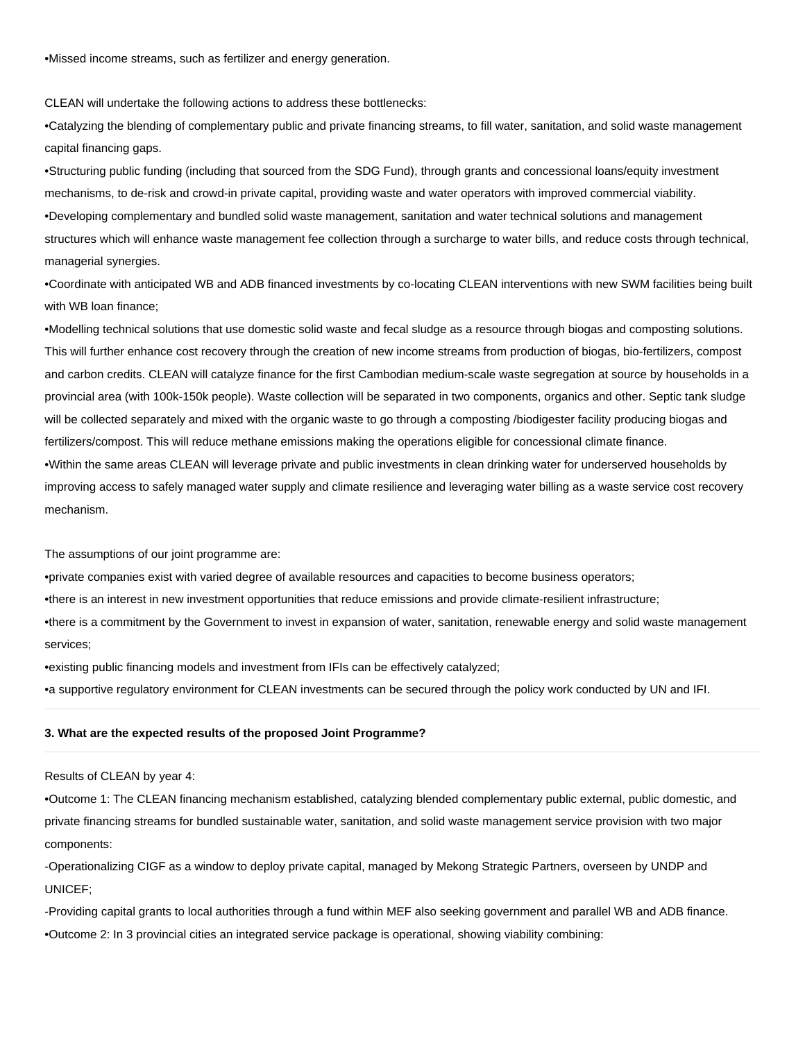•Missed income streams, such as fertilizer and energy generation.

CLEAN will undertake the following actions to address these bottlenecks:

•Catalyzing the blending of complementary public and private financing streams, to fill water, sanitation, and solid waste management capital financing gaps.

•Structuring public funding (including that sourced from the SDG Fund), through grants and concessional loans/equity investment mechanisms, to de-risk and crowd-in private capital, providing waste and water operators with improved commercial viability.

•Developing complementary and bundled solid waste management, sanitation and water technical solutions and management structures which will enhance waste management fee collection through a surcharge to water bills, and reduce costs through technical, managerial synergies.

•Coordinate with anticipated WB and ADB financed investments by co-locating CLEAN interventions with new SWM facilities being built with WB loan finance;

•Modelling technical solutions that use domestic solid waste and fecal sludge as a resource through biogas and composting solutions. This will further enhance cost recovery through the creation of new income streams from production of biogas, bio-fertilizers, compost and carbon credits. CLEAN will catalyze finance for the first Cambodian medium-scale waste segregation at source by households in a provincial area (with 100k-150k people). Waste collection will be separated in two components, organics and other. Septic tank sludge will be collected separately and mixed with the organic waste to go through a composting /biodigester facility producing biogas and fertilizers/compost. This will reduce methane emissions making the operations eligible for concessional climate finance.

•Within the same areas CLEAN will leverage private and public investments in clean drinking water for underserved households by improving access to safely managed water supply and climate resilience and leveraging water billing as a waste service cost recovery mechanism.

The assumptions of our joint programme are:

•private companies exist with varied degree of available resources and capacities to become business operators;

•there is an interest in new investment opportunities that reduce emissions and provide climate-resilient infrastructure;

•there is a commitment by the Government to invest in expansion of water, sanitation, renewable energy and solid waste management services;

•existing public financing models and investment from IFIs can be effectively catalyzed;

•a supportive regulatory environment for CLEAN investments can be secured through the policy work conducted by UN and IFI.

---

**3. What are the expected results of the proposed Joint Programme?**

---

Results of CLEAN by year 4:

•Outcome 1: The CLEAN financing mechanism established, catalyzing blended complementary public external, public domestic, and private financing streams for bundled sustainable water, sanitation, and solid waste management service provision with two major components:

-Operationalizing CIGF as a window to deploy private capital, managed by Mekong Strategic Partners, overseen by UNDP and UNICEF;

-Providing capital grants to local authorities through a fund within MEF also seeking government and parallel WB and ADB finance.

•Outcome 2: In 3 provincial cities an integrated service package is operational, showing viability combining: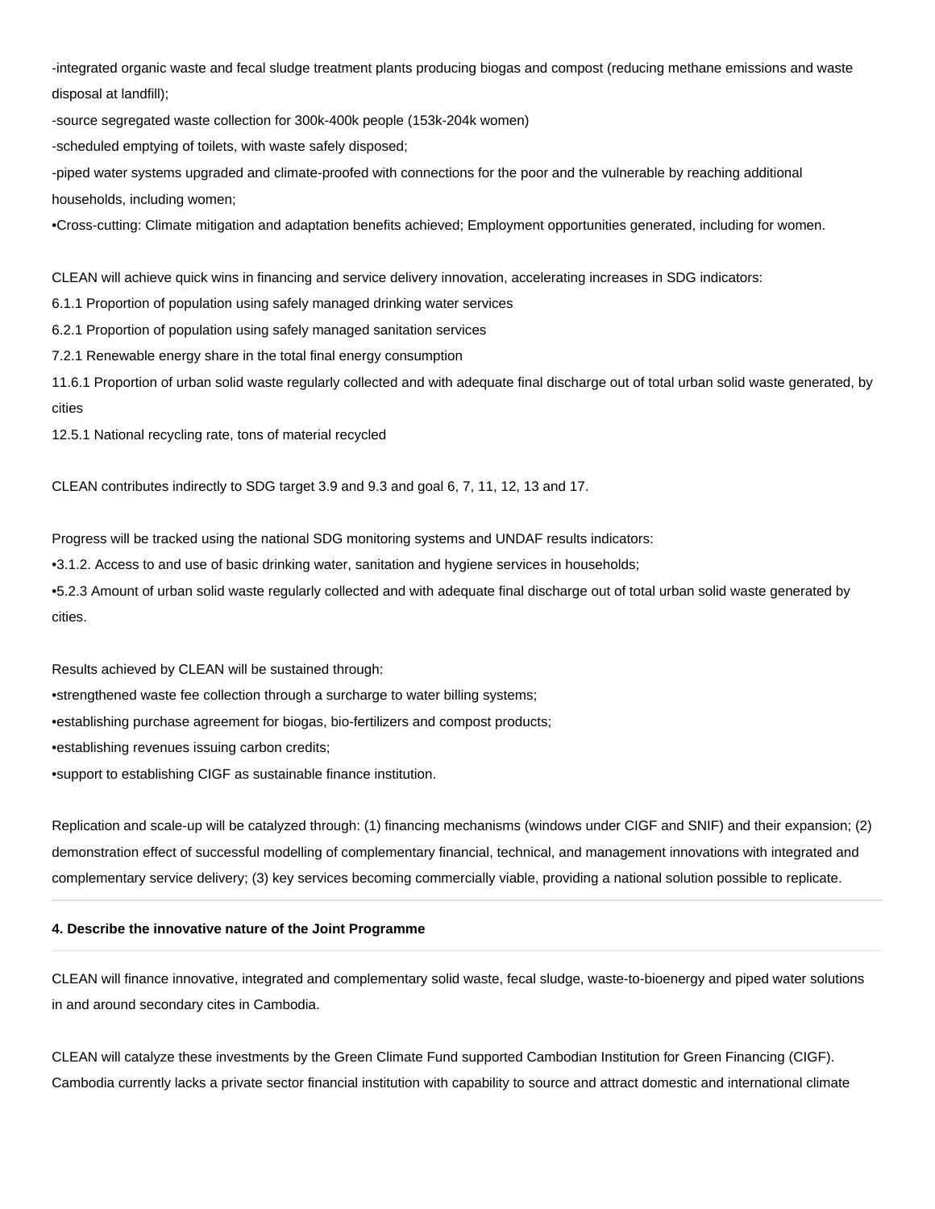-integrated organic waste and fecal sludge treatment plants producing biogas and compost (reducing methane emissions and waste disposal at landfill);

-source segregated waste collection for 300k-400k people (153k-204k women)

-scheduled emptying of toilets, with waste safely disposed;

-piped water systems upgraded and climate-proofed with connections for the poor and the vulnerable by reaching additional households, including women;

•Cross-cutting: Climate mitigation and adaptation benefits achieved; Employment opportunities generated, including for women.

CLEAN will achieve quick wins in financing and service delivery innovation, accelerating increases in SDG indicators:

6.1.1 Proportion of population using safely managed drinking water services

6.2.1 Proportion of population using safely managed sanitation services

7.2.1 Renewable energy share in the total final energy consumption

11.6.1 Proportion of urban solid waste regularly collected and with adequate final discharge out of total urban solid waste generated, by cities

12.5.1 National recycling rate, tons of material recycled

CLEAN contributes indirectly to SDG target 3.9 and 9.3 and goal 6, 7, 11, 12, 13 and 17.

Progress will be tracked using the national SDG monitoring systems and UNDAF results indicators:

•3.1.2. Access to and use of basic drinking water, sanitation and hygiene services in households;

•5.2.3 Amount of urban solid waste regularly collected and with adequate final discharge out of total urban solid waste generated by cities.

Results achieved by CLEAN will be sustained through:

•strengthened waste fee collection through a surcharge to water billing systems;

•establishing purchase agreement for biogas, bio-fertilizers and compost products;

•establishing revenues issuing carbon credits;

•support to establishing CIGF as sustainable finance institution.

Replication and scale-up will be catalyzed through: (1) financing mechanisms (windows under CIGF and SNIF) and their expansion; (2) demonstration effect of successful modelling of complementary financial, technical, and management innovations with integrated and complementary service delivery; (3) key services becoming commercially viable, providing a national solution possible to replicate.

---

#### 4. Describe the innovative nature of the Joint Programme

---

CLEAN will finance innovative, integrated and complementary solid waste, fecal sludge, waste-to-bioenergy and piped water solutions in and around secondary cites in Cambodia.

CLEAN will catalyze these investments by the Green Climate Fund supported Cambodian Institution for Green Financing (CIGF). Cambodia currently lacks a private sector financial institution with capability to source and attract domestic and international climate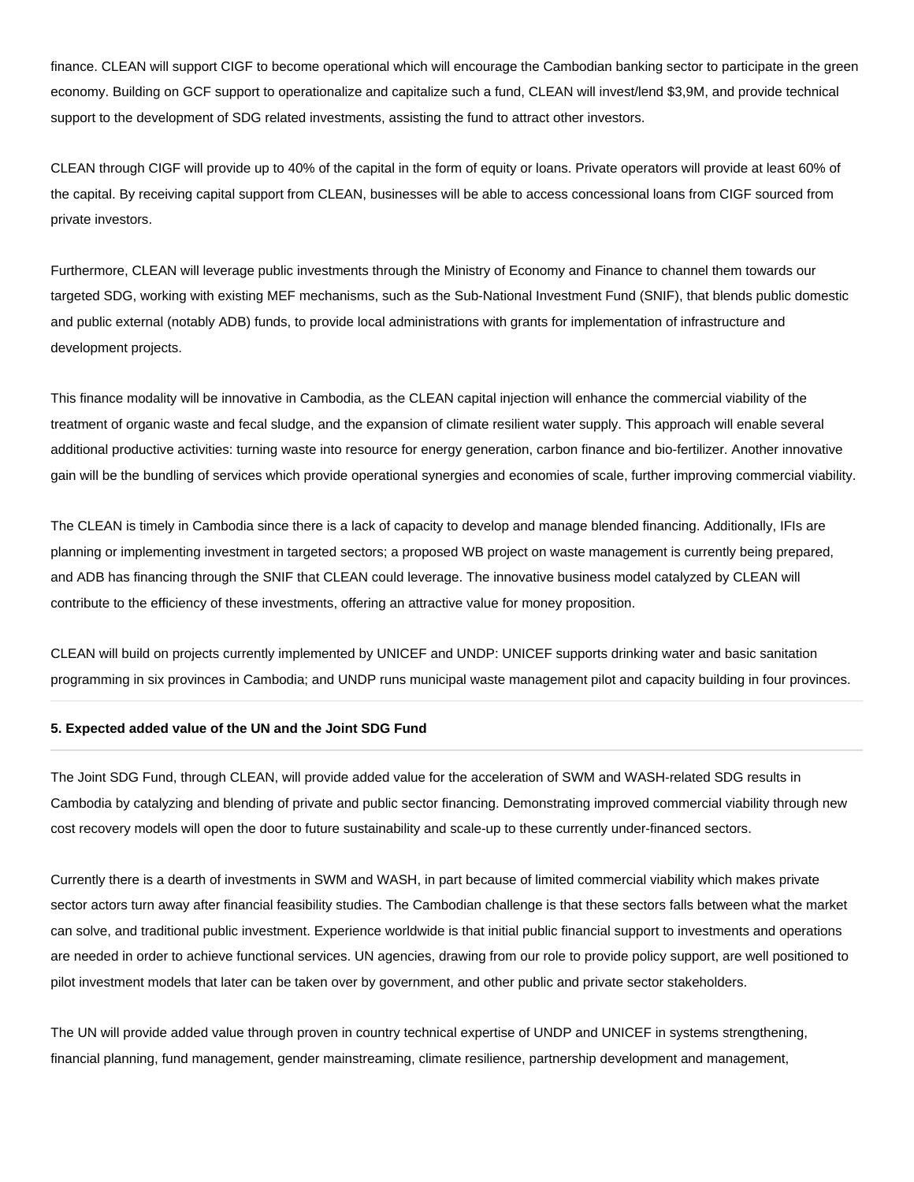finance. CLEAN will support CIGF to become operational which will encourage the Cambodian banking sector to participate in the green economy. Building on GCF support to operationalize and capitalize such a fund, CLEAN will invest/lend $3,9M, and provide technical support to the development of SDG related investments, assisting the fund to attract other investors.

CLEAN through CIGF will provide up to 40% of the capital in the form of equity or loans. Private operators will provide at least 60% of the capital. By receiving capital support from CLEAN, businesses will be able to access concessional loans from CIGF sourced from private investors.

Furthermore, CLEAN will leverage public investments through the Ministry of Economy and Finance to channel them towards our targeted SDG, working with existing MEF mechanisms, such as the Sub-National Investment Fund (SNIF), that blends public domestic and public external (notably ADB) funds, to provide local administrations with grants for implementation of infrastructure and development projects.

This finance modality will be innovative in Cambodia, as the CLEAN capital injection will enhance the commercial viability of the treatment of organic waste and fecal sludge, and the expansion of climate resilient water supply. This approach will enable several additional productive activities: turning waste into resource for energy generation, carbon finance and bio-fertilizer. Another innovative gain will be the bundling of services which provide operational synergies and economies of scale, further improving commercial viability.

The CLEAN is timely in Cambodia since there is a lack of capacity to develop and manage blended financing. Additionally, IFIs are planning or implementing investment in targeted sectors; a proposed WB project on waste management is currently being prepared, and ADB has financing through the SNIF that CLEAN could leverage. The innovative business model catalyzed by CLEAN will contribute to the efficiency of these investments, offering an attractive value for money proposition.

CLEAN will build on projects currently implemented by UNICEF and UNDP: UNICEF supports drinking water and basic sanitation programming in six provinces in Cambodia; and UNDP runs municipal waste management pilot and capacity building in four provinces.

**5. Expected added value of the UN and the Joint SDG Fund**

The Joint SDG Fund, through CLEAN, will provide added value for the acceleration of SWM and WASH-related SDG results in Cambodia by catalyzing and blending of private and public sector financing. Demonstrating improved commercial viability through new cost recovery models will open the door to future sustainability and scale-up to these currently under-financed sectors.

Currently there is a dearth of investments in SWM and WASH, in part because of limited commercial viability which makes private sector actors turn away after financial feasibility studies. The Cambodian challenge is that these sectors falls between what the market can solve, and traditional public investment. Experience worldwide is that initial public financial support to investments and operations are needed in order to achieve functional services. UN agencies, drawing from our role to provide policy support, are well positioned to pilot investment models that later can be taken over by government, and other public and private sector stakeholders.

The UN will provide added value through proven in country technical expertise of UNDP and UNICEF in systems strengthening, financial planning, fund management, gender mainstreaming, climate resilience, partnership development and management,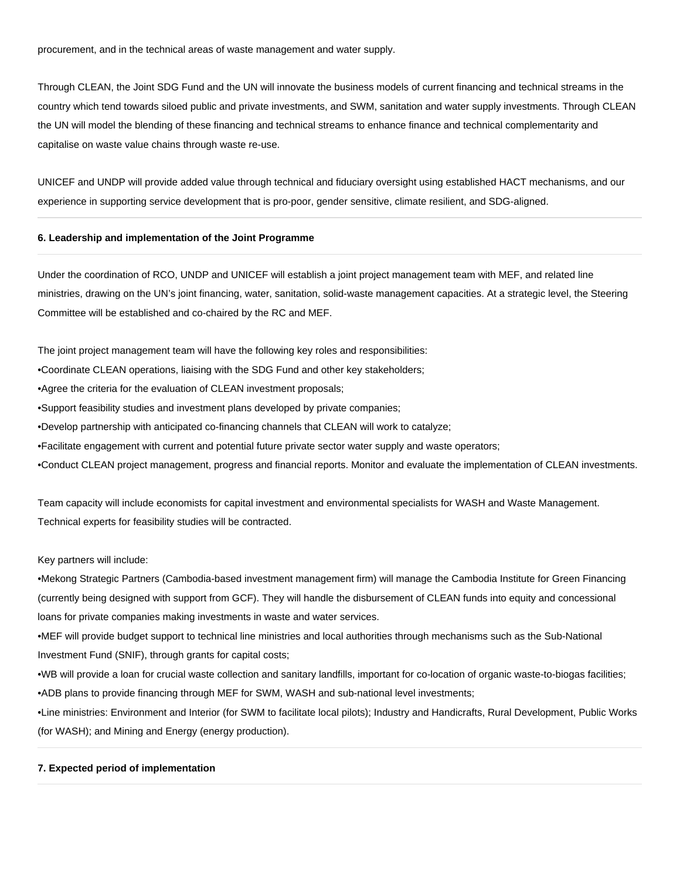procurement, and in the technical areas of waste management and water supply.

Through CLEAN, the Joint SDG Fund and the UN will innovate the business models of current financing and technical streams in the country which tend towards siloed public and private investments, and SWM, sanitation and water supply investments. Through CLEAN the UN will model the blending of these financing and technical streams to enhance finance and technical complementarity and capitalise on waste value chains through waste re-use.

UNICEF and UNDP will provide added value through technical and fiduciary oversight using established HACT mechanisms, and our experience in supporting service development that is pro-poor, gender sensitive, climate resilient, and SDG-aligned.

**6. Leadership and implementation of the Joint Programme**

Under the coordination of RCO, UNDP and UNICEF will establish a joint project management team with MEF, and related line ministries, drawing on the UN's joint financing, water, sanitation, solid-waste management capacities. At a strategic level, the Steering Committee will be established and co-chaired by the RC and MEF.

The joint project management team will have the following key roles and responsibilities:
•Coordinate CLEAN operations, liaising with the SDG Fund and other key stakeholders;
•Agree the criteria for the evaluation of CLEAN investment proposals;
•Support feasibility studies and investment plans developed by private companies;
•Develop partnership with anticipated co-financing channels that CLEAN will work to catalyze;
•Facilitate engagement with current and potential future private sector water supply and waste operators;
•Conduct CLEAN project management, progress and financial reports. Monitor and evaluate the implementation of CLEAN investments.

Team capacity will include economists for capital investment and environmental specialists for WASH and Waste Management. Technical experts for feasibility studies will be contracted.

Key partners will include:
•Mekong Strategic Partners (Cambodia-based investment management firm) will manage the Cambodia Institute for Green Financing (currently being designed with support from GCF). They will handle the disbursement of CLEAN funds into equity and concessional loans for private companies making investments in waste and water services.
•MEF will provide budget support to technical line ministries and local authorities through mechanisms such as the Sub-National Investment Fund (SNIF), through grants for capital costs;
•WB will provide a loan for crucial waste collection and sanitary landfills, important for co-location of organic waste-to-biogas facilities;
•ADB plans to provide financing through MEF for SWM, WASH and sub-national level investments;
•Line ministries: Environment and Interior (for SWM to facilitate local pilots); Industry and Handicrafts, Rural Development, Public Works (for WASH); and Mining and Energy (energy production).

**7. Expected period of implementation**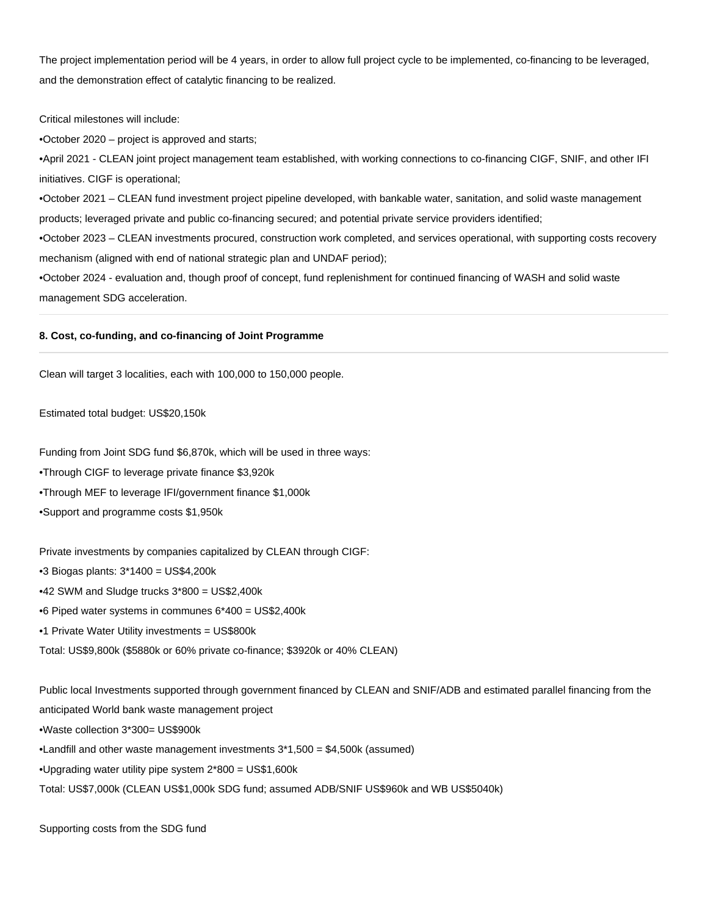The project implementation period will be 4 years, in order to allow full project cycle to be implemented, co-financing to be leveraged, and the demonstration effect of catalytic financing to be realized.

Critical milestones will include:

- October 2020 – project is approved and starts;
- April 2021 - CLEAN joint project management team established, with working connections to co-financing CIGF, SNIF, and other IFI initiatives. CIGF is operational;
- October 2021 – CLEAN fund investment project pipeline developed, with bankable water, sanitation, and solid waste management products; leveraged private and public co-financing secured; and potential private service providers identified;
- October 2023 – CLEAN investments procured, construction work completed, and services operational, with supporting costs recovery mechanism (aligned with end of national strategic plan and UNDAF period);
- October 2024 - evaluation and, though proof of concept, fund replenishment for continued financing of WASH and solid waste management SDG acceleration.

---

**8. Cost, co-funding, and co-financing of Joint Programme**

---

Clean will target 3 localities, each with 100,000 to 150,000 people.

Estimated total budget: US$20,150k

Funding from Joint SDG fund $6,870k, which will be used in three ways:

- Through CIGF to leverage private finance $3,920k
- Through MEF to leverage IFI/government finance $1,000k
- Support and programme costs $1,950k

Private investments by companies capitalized by CLEAN through CIGF:

- 3 Biogas plants: 3*1400 = US$4,200k
- 42 SWM and Sludge trucks 3*800 = US$2,400k
- 6 Piped water systems in communes 6*400 = US$2,400k
- 1 Private Water Utility investments = US$800k

Total: US$9,800k ($5880k or 60% private co-finance; $3920k or 40% CLEAN)

Public local Investments supported through government financed by CLEAN and SNIF/ADB and estimated parallel financing from the anticipated World bank waste management project

- Waste collection 3*300= US$900k
- Landfill and other waste management investments 3*1,500 = $4,500k (assumed)
- Upgrading water utility pipe system 2*800 = US$1,600k

Total: US$7,000k (CLEAN US$1,000k SDG fund; assumed ADB/SNIF US$960k and WB US$5040k)

Supporting costs from the SDG fund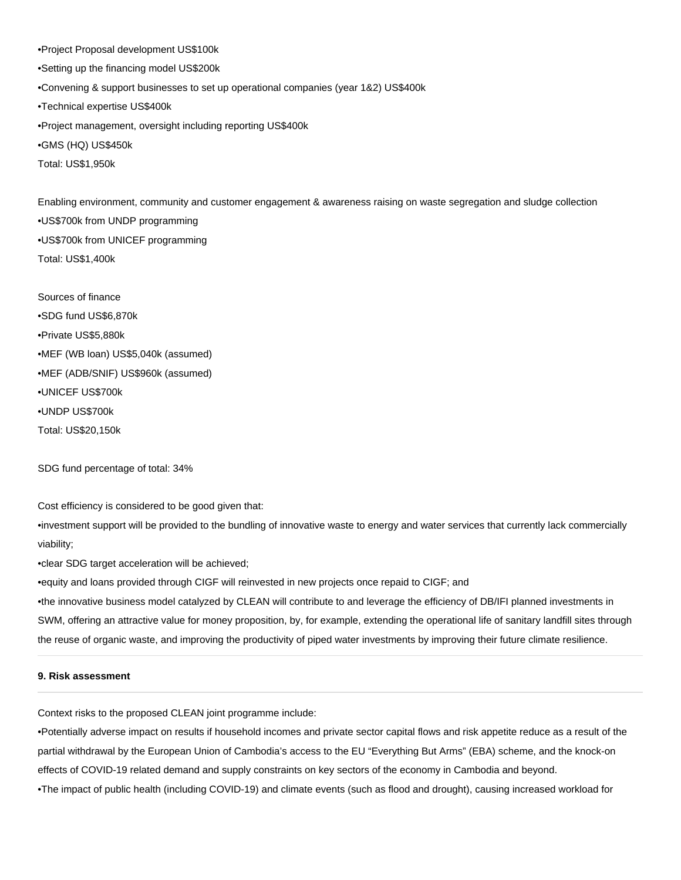•Project Proposal development US$100k

•Setting up the financing model US$200k

•Convening & support businesses to set up operational companies (year 1&2) US$400k

•Technical expertise US$400k

•Project management, oversight including reporting US$400k

•GMS (HQ) US$450k

Total: US$1,950k

Enabling environment, community and customer engagement & awareness raising on waste segregation and sludge collection

•US$700k from UNDP programming

•US$700k from UNICEF programming

Total: US$1,400k

Sources of finance

•SDG fund US$6,870k

•Private US$5,880k

•MEF (WB loan) US$5,040k (assumed)

•MEF (ADB/SNIF) US$960k (assumed)

•UNICEF US$700k

•UNDP US$700k

Total: US$20,150k

SDG fund percentage of total: 34%

Cost efficiency is considered to be good given that:

•investment support will be provided to the bundling of innovative waste to energy and water services that currently lack commercially viability;

•clear SDG target acceleration will be achieved;

•equity and loans provided through CIGF will reinvested in new projects once repaid to CIGF; and

•the innovative business model catalyzed by CLEAN will contribute to and leverage the efficiency of DB/IFI planned investments in SWM, offering an attractive value for money proposition, by, for example, extending the operational life of sanitary landfill sites through the reuse of organic waste, and improving the productivity of piped water investments by improving their future climate resilience.

---

**9. Risk assessment**

---

Context risks to the proposed CLEAN joint programme include:

•Potentially adverse impact on results if household incomes and private sector capital flows and risk appetite reduce as a result of the partial withdrawal by the European Union of Cambodia's access to the EU "Everything But Arms" (EBA) scheme, and the knock-on effects of COVID-19 related demand and supply constraints on key sectors of the economy in Cambodia and beyond.

•The impact of public health (including COVID-19) and climate events (such as flood and drought), causing increased workload for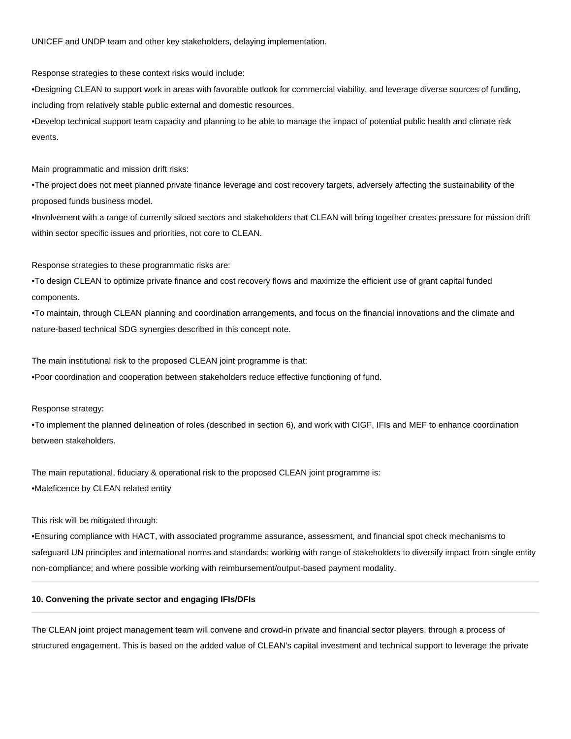UNICEF and UNDP team and other key stakeholders, delaying implementation.

Response strategies to these context risks would include:

•Designing CLEAN to support work in areas with favorable outlook for commercial viability, and leverage diverse sources of funding, including from relatively stable public external and domestic resources.

•Develop technical support team capacity and planning to be able to manage the impact of potential public health and climate risk events.

Main programmatic and mission drift risks:

•The project does not meet planned private finance leverage and cost recovery targets, adversely affecting the sustainability of the proposed funds business model.

•Involvement with a range of currently siloed sectors and stakeholders that CLEAN will bring together creates pressure for mission drift within sector specific issues and priorities, not core to CLEAN.

Response strategies to these programmatic risks are:

•To design CLEAN to optimize private finance and cost recovery flows and maximize the efficient use of grant capital funded components.

•To maintain, through CLEAN planning and coordination arrangements, and focus on the financial innovations and the climate and nature-based technical SDG synergies described in this concept note.

The main institutional risk to the proposed CLEAN joint programme is that:

•Poor coordination and cooperation between stakeholders reduce effective functioning of fund.

Response strategy:

•To implement the planned delineation of roles (described in section 6), and work with CIGF, IFIs and MEF to enhance coordination between stakeholders.

The main reputational, fiduciary & operational risk to the proposed CLEAN joint programme is:

•Maleficence by CLEAN related entity

This risk will be mitigated through:

•Ensuring compliance with HACT, with associated programme assurance, assessment, and financial spot check mechanisms to safeguard UN principles and international norms and standards; working with range of stakeholders to diversify impact from single entity non-compliance; and where possible working with reimbursement/output-based payment modality.

---

**10. Convening the private sector and engaging IFIs/DFIs**

---

The CLEAN joint project management team will convene and crowd-in private and financial sector players, through a process of structured engagement. This is based on the added value of CLEAN's capital investment and technical support to leverage the private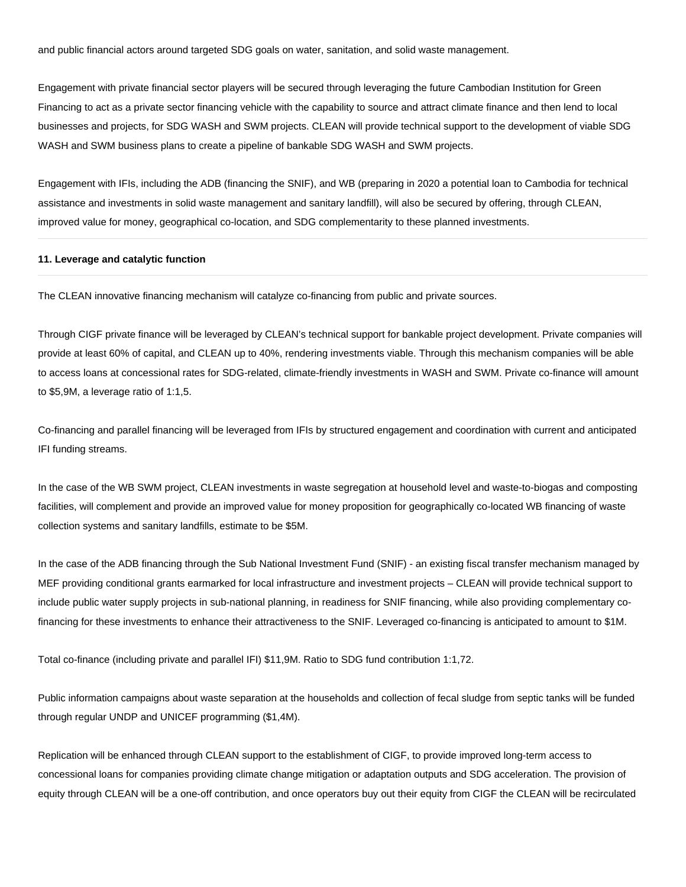and public financial actors around targeted SDG goals on water, sanitation, and solid waste management.

Engagement with private financial sector players will be secured through leveraging the future Cambodian Institution for Green Financing to act as a private sector financing vehicle with the capability to source and attract climate finance and then lend to local businesses and projects, for SDG WASH and SWM projects. CLEAN will provide technical support to the development of viable SDG WASH and SWM business plans to create a pipeline of bankable SDG WASH and SWM projects.

Engagement with IFIs, including the ADB (financing the SNIF), and WB (preparing in 2020 a potential loan to Cambodia for technical assistance and investments in solid waste management and sanitary landfill), will also be secured by offering, through CLEAN, improved value for money, geographical co-location, and SDG complementarity to these planned investments.

---

**11. Leverage and catalytic function**

---

The CLEAN innovative financing mechanism will catalyze co-financing from public and private sources.

Through CIGF private finance will be leveraged by CLEAN's technical support for bankable project development. Private companies will provide at least 60% of capital, and CLEAN up to 40%, rendering investments viable. Through this mechanism companies will be able to access loans at concessional rates for SDG-related, climate-friendly investments in WASH and SWM. Private co-finance will amount to $5,9M, a leverage ratio of 1:1,5.

Co-financing and parallel financing will be leveraged from IFIs by structured engagement and coordination with current and anticipated IFI funding streams.

In the case of the WB SWM project, CLEAN investments in waste segregation at household level and waste-to-biogas and composting facilities, will complement and provide an improved value for money proposition for geographically co-located WB financing of waste collection systems and sanitary landfills, estimate to be $5M.

In the case of the ADB financing through the Sub National Investment Fund (SNIF) - an existing fiscal transfer mechanism managed by MEF providing conditional grants earmarked for local infrastructure and investment projects – CLEAN will provide technical support to include public water supply projects in sub-national planning, in readiness for SNIF financing, while also providing complementary co-financing for these investments to enhance their attractiveness to the SNIF. Leveraged co-financing is anticipated to amount to $1M.

Total co-finance (including private and parallel IFI) $11,9M. Ratio to SDG fund contribution 1:1,72.

Public information campaigns about waste separation at the households and collection of fecal sludge from septic tanks will be funded through regular UNDP and UNICEF programming ($1,4M).

Replication will be enhanced through CLEAN support to the establishment of CIGF, to provide improved long-term access to concessional loans for companies providing climate change mitigation or adaptation outputs and SDG acceleration. The provision of equity through CLEAN will be a one-off contribution, and once operators buy out their equity from CIGF the CLEAN will be recirculated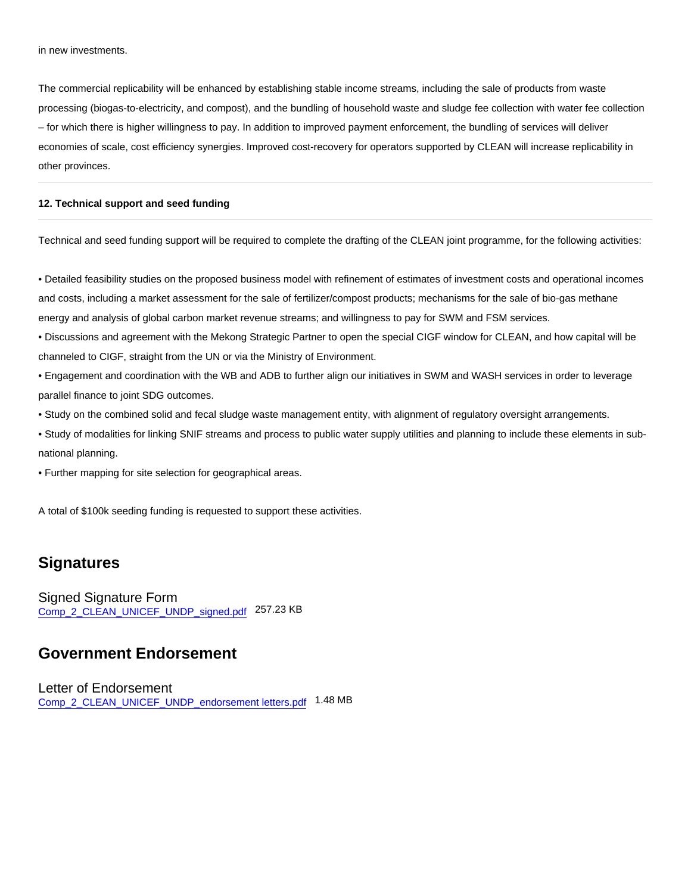in new investments.

The commercial replicability will be enhanced by establishing stable income streams, including the sale of products from waste processing (biogas-to-electricity, and compost), and the bundling of household waste and sludge fee collection with water fee collection – for which there is higher willingness to pay. In addition to improved payment enforcement, the bundling of services will deliver economies of scale, cost efficiency synergies. Improved cost-recovery for operators supported by CLEAN will increase replicability in other provinces.

**12. Technical support and seed funding**

Technical and seed funding support will be required to complete the drafting of the CLEAN joint programme, for the following activities:

- Detailed feasibility studies on the proposed business model with refinement of estimates of investment costs and operational incomes and costs, including a market assessment for the sale of fertilizer/compost products; mechanisms for the sale of bio-gas methane energy and analysis of global carbon market revenue streams; and willingness to pay for SWM and FSM services.
- Discussions and agreement with the Mekong Strategic Partner to open the special CIGF window for CLEAN, and how capital will be channeled to CIGF, straight from the UN or via the Ministry of Environment.
- Engagement and coordination with the WB and ADB to further align our initiatives in SWM and WASH services in order to leverage parallel finance to joint SDG outcomes.
- Study on the combined solid and fecal sludge waste management entity, with alignment of regulatory oversight arrangements.
- Study of modalities for linking SNIF streams and process to public water supply utilities and planning to include these elements in sub-national planning.
- Further mapping for site selection for geographical areas.

A total of $100k seeding funding is requested to support these activities.

## Signatures

Signed Signature Form
Comp_2_CLEAN_UNICEF_UNDP_signed.pdf 257.23 KB

## Government Endorsement

Letter of Endorsement
Comp_2_CLEAN_UNICEF_UNDP_endorsement letters.pdf 1.48 MB